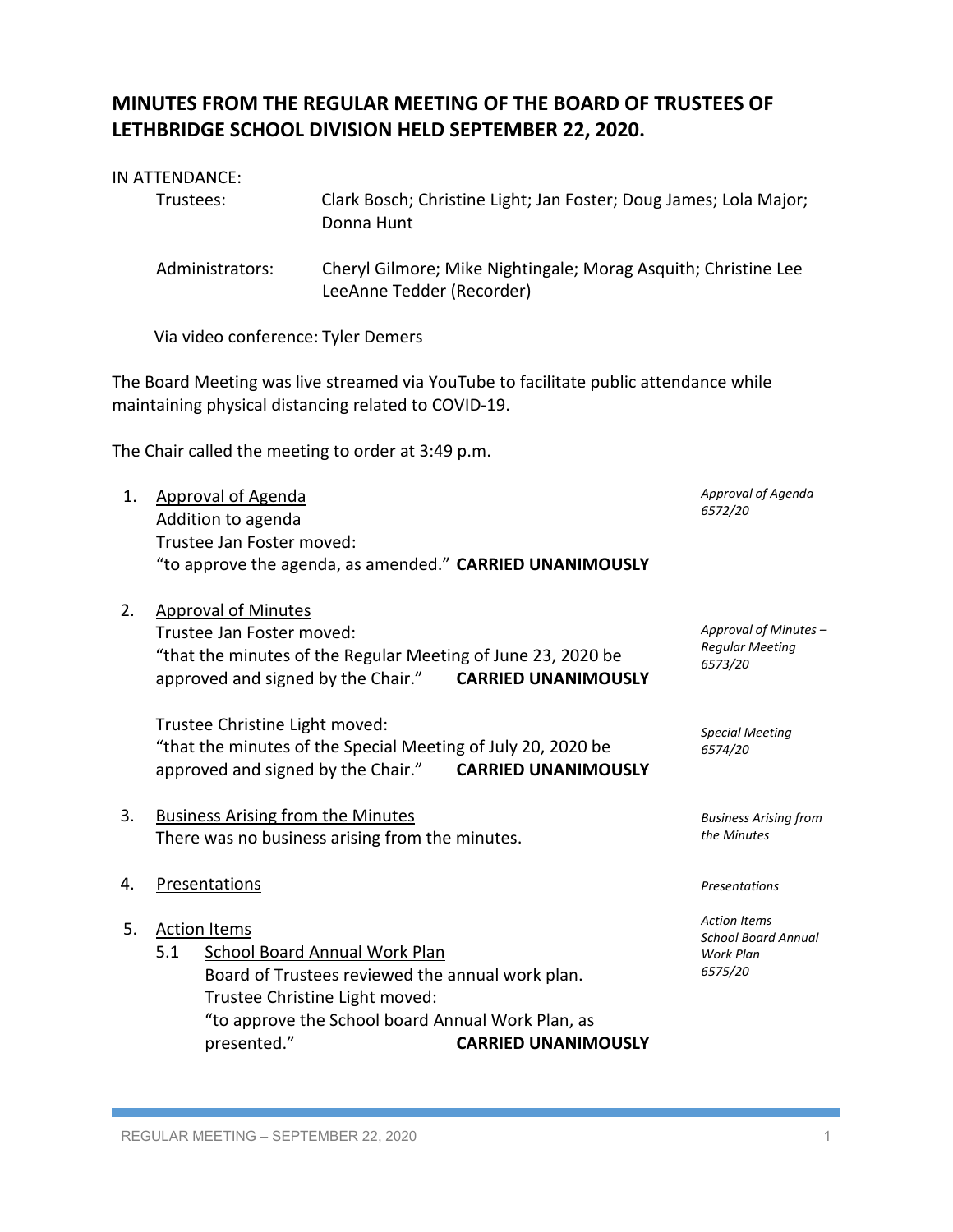# MINUTES FROM THE REGULAR MEETING OF THE BOARD OF TRUSTEES OF LETHBRIDGE SCHOOL DIVISION HELD SEPTEMBER 22, 2020.

IN ATTENDANCE:

| | |
|---|---|
| Trustees: | Clark Bosch; Christine Light; Jan Foster; Doug James; Lola Major; Donna Hunt |
| Administrators: | Cheryl Gilmore; Mike Nightingale; Morag Asquith; Christine Lee LeeAnne Tedder (Recorder) |

Via video conference: Tyler Demers

The Board Meeting was live streamed via YouTube to facilitate public attendance while maintaining physical distancing related to COVID-19.

The Chair called the meeting to order at 3:49 p.m.

1. Approval of Agenda
   Addition to agenda
   Trustee Jan Foster moved:
   "to approve the agenda, as amended." **CARRIED UNANIMOUSLY**

   *Approval of Agenda 6572/20*

2. Approval of Minutes
   Trustee Jan Foster moved:
   "that the minutes of the Regular Meeting of June 23, 2020 be approved and signed by the Chair." **CARRIED UNANIMOUSLY**

   *Approval of Minutes – Regular Meeting 6573/20*

   Trustee Christine Light moved:
   "that the minutes of the Special Meeting of July 20, 2020 be approved and signed by the Chair." **CARRIED UNANIMOUSLY**

   *Special Meeting 6574/20*

3. Business Arising from the Minutes
   There was no business arising from the minutes.

   *Business Arising from the Minutes*

4. Presentations

   *Presentations*

5. Action Items

   *Action Items*

   5.1 School Board Annual Work Plan
   Board of Trustees reviewed the annual work plan.
   Trustee Christine Light moved:
   "to approve the School board Annual Work Plan, as presented." **CARRIED UNANIMOUSLY**

   *School Board Annual Work Plan 6575/20*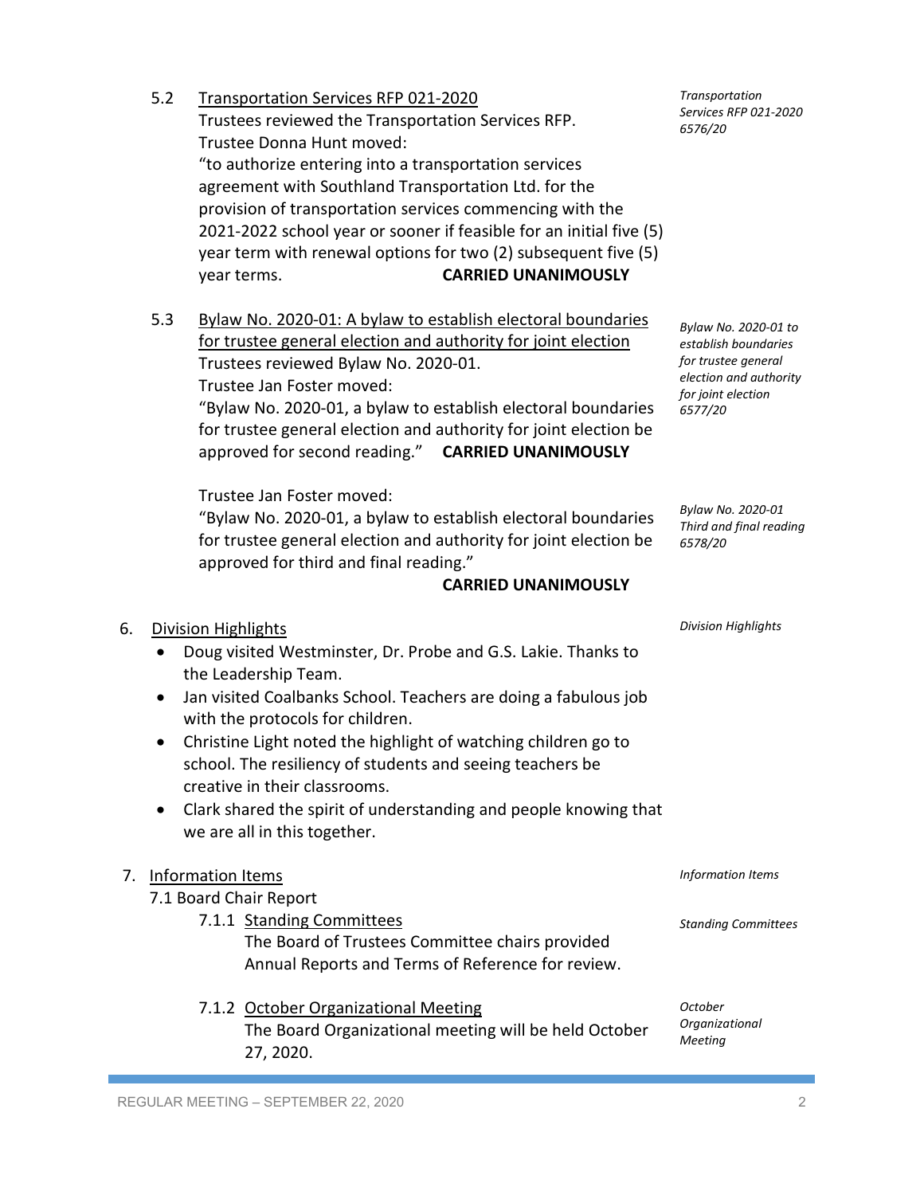5.2 <u>Transportation Services RFP 021-2020</u>

*Transportation Services RFP 021-2020 6576/20*

Trustees reviewed the Transportation Services RFP.
Trustee Donna Hunt moved:
"to authorize entering into a transportation services agreement with Southland Transportation Ltd. for the provision of transportation services commencing with the 2021-2022 school year or sooner if feasible for an initial five (5) year term with renewal options for two (2) subsequent five (5) year terms. **CARRIED UNANIMOUSLY**

5.3 <u>Bylaw No. 2020-01: A bylaw to establish electoral boundaries for trustee general election and authority for joint election</u>

*Bylaw No. 2020-01 to establish boundaries for trustee general election and authority for joint election 6577/20*

Trustees reviewed Bylaw No. 2020-01.
Trustee Jan Foster moved:
"Bylaw No. 2020-01, a bylaw to establish electoral boundaries for trustee general election and authority for joint election be approved for second reading." **CARRIED UNANIMOUSLY**

*Bylaw No. 2020-01 Third and final reading 6578/20*

Trustee Jan Foster moved:
"Bylaw No. 2020-01, a bylaw to establish electoral boundaries for trustee general election and authority for joint election be approved for third and final reading."
**CARRIED UNANIMOUSLY**

6. <u>Division Highlights</u>

*Division Highlights*

- Doug visited Westminster, Dr. Probe and G.S. Lakie. Thanks to the Leadership Team.
- Jan visited Coalbanks School. Teachers are doing a fabulous job with the protocols for children.
- Christine Light noted the highlight of watching children go to school. The resiliency of students and seeing teachers be creative in their classrooms.
- Clark shared the spirit of understanding and people knowing that we are all in this together.

7. <u>Information Items</u>

*Information Items*

7.1 Board Chair Report

7.1.1 <u>Standing Committees</u>

*Standing Committees*

The Board of Trustees Committee chairs provided Annual Reports and Terms of Reference for review.

7.1.2 <u>October Organizational Meeting</u>

*October Organizational Meeting*

The Board Organizational meeting will be held October 27, 2020.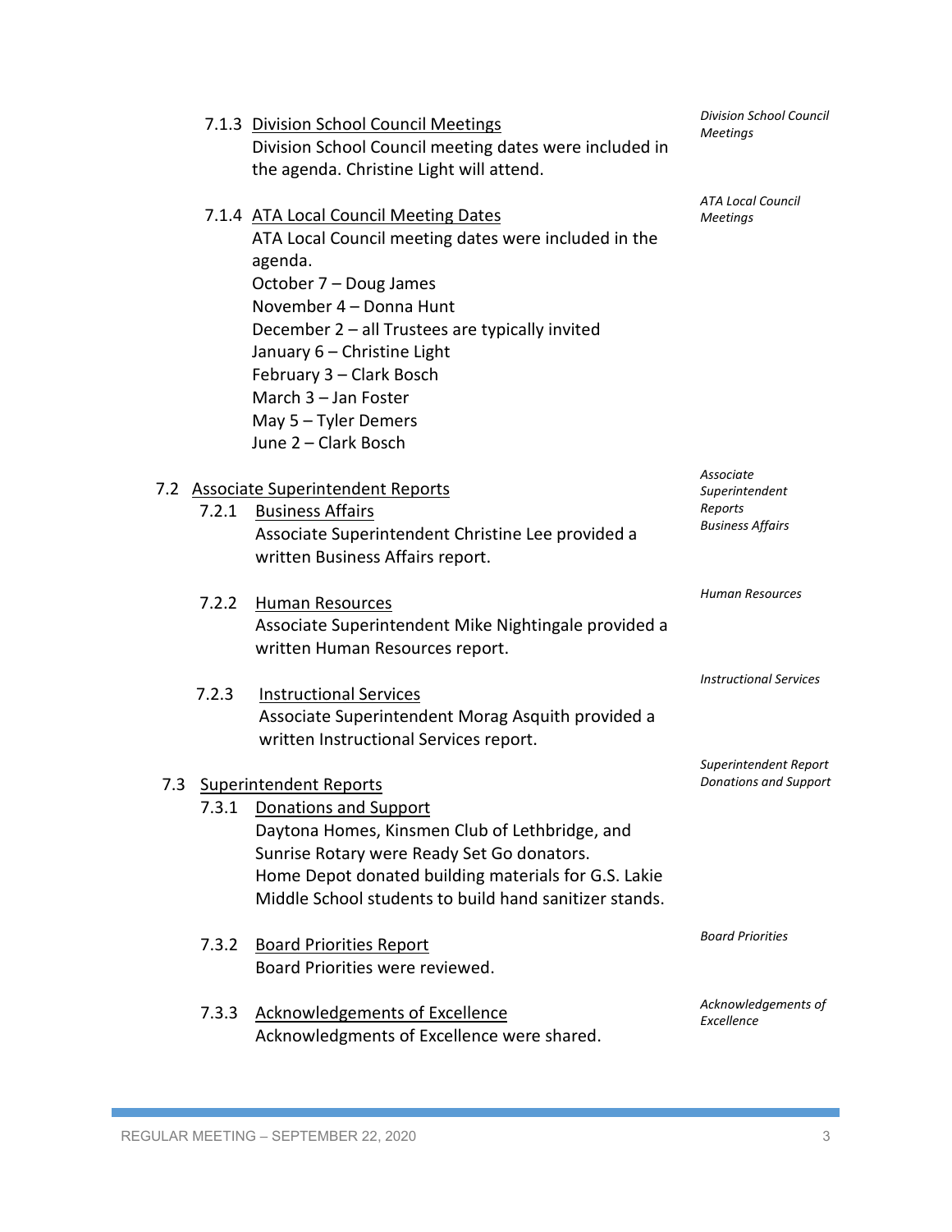7.1.3 Division School Council Meetings

*Division School Council Meetings*

Division School Council meeting dates were included in the agenda. Christine Light will attend.

7.1.4 ATA Local Council Meeting Dates

*ATA Local Council Meetings*

ATA Local Council meeting dates were included in the agenda.
October 7 – Doug James
November 4 – Donna Hunt
December 2 – all Trustees are typically invited
January 6 – Christine Light
February 3 – Clark Bosch
March 3 – Jan Foster
May 5 – Tyler Demers
June 2 – Clark Bosch

7.2 Associate Superintendent Reports

*Associate Superintendent Reports*

7.2.1 Business Affairs

*Business Affairs*

Associate Superintendent Christine Lee provided a written Business Affairs report.

7.2.2 Human Resources

*Human Resources*

Associate Superintendent Mike Nightingale provided a written Human Resources report.

7.2.3 Instructional Services

*Instructional Services*

Associate Superintendent Morag Asquith provided a written Instructional Services report.

7.3 Superintendent Reports

*Superintendent Report*

7.3.1 Donations and Support

*Donations and Support*

Daytona Homes, Kinsmen Club of Lethbridge, and Sunrise Rotary were Ready Set Go donators.
Home Depot donated building materials for G.S. Lakie Middle School students to build hand sanitizer stands.

7.3.2 Board Priorities Report

*Board Priorities*

Board Priorities were reviewed.

7.3.3 Acknowledgements of Excellence

*Acknowledgements of Excellence*

Acknowledgments of Excellence were shared.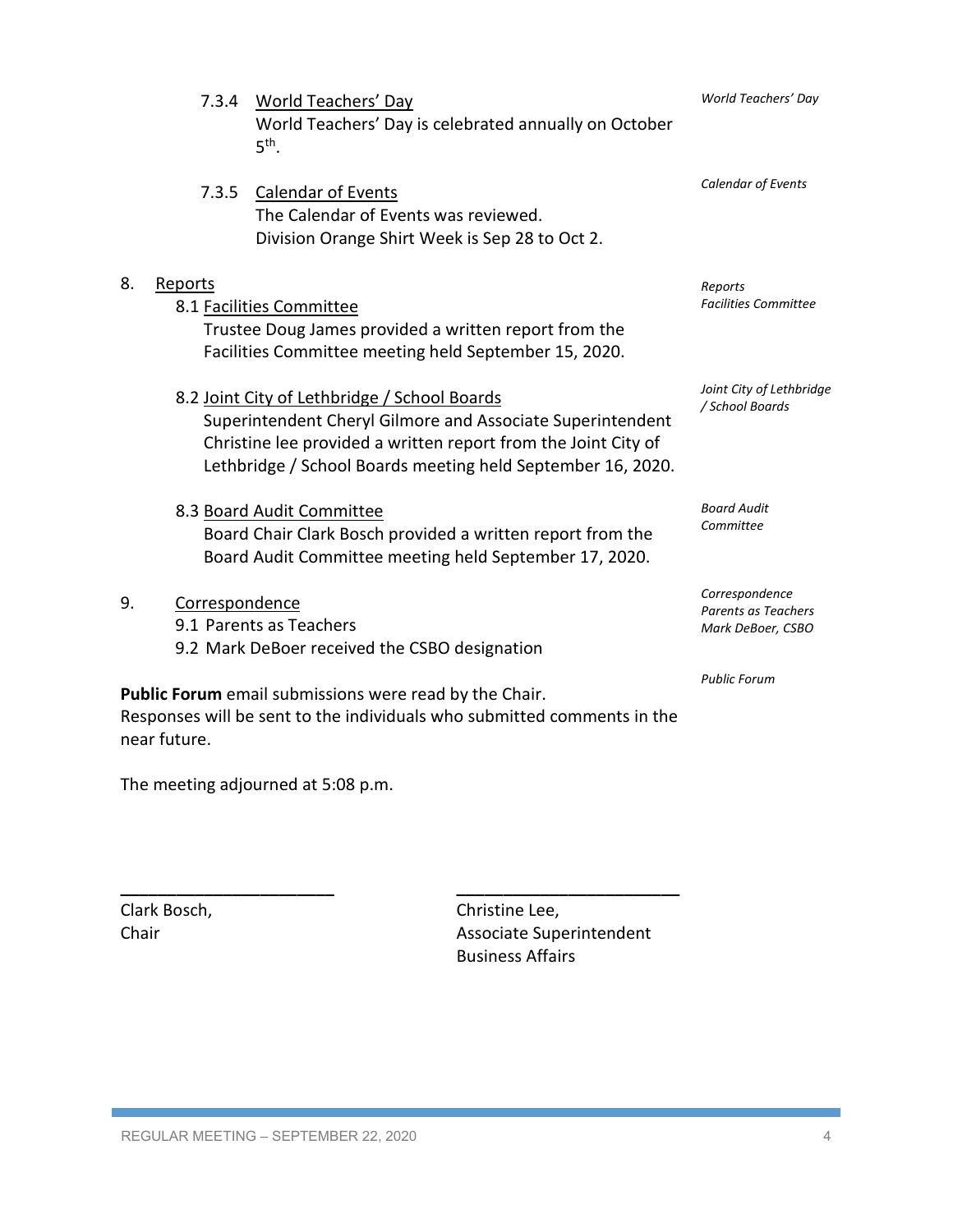7.3.4 World Teachers' Day

World Teachers' Day is celebrated annually on October 5th.

*World Teachers' Day*

7.3.5 Calendar of Events

The Calendar of Events was reviewed.

Division Orange Shirt Week is Sep 28 to Oct 2.

*Calendar of Events*

8. Reports

*Reports*

8.1 Facilities Committee

Trustee Doug James provided a written report from the Facilities Committee meeting held September 15, 2020.

*Facilities Committee*

8.2 Joint City of Lethbridge / School Boards

Superintendent Cheryl Gilmore and Associate Superintendent Christine lee provided a written report from the Joint City of Lethbridge / School Boards meeting held September 16, 2020.

*Joint City of Lethbridge / School Boards*

8.3 Board Audit Committee

Board Chair Clark Bosch provided a written report from the Board Audit Committee meeting held September 17, 2020.

*Board Audit Committee*

9. Correspondence

9.1 Parents as Teachers

9.2 Mark DeBoer received the CSBO designation

*Correspondence*
*Parents as Teachers*
*Mark DeBoer, CSBO*

**Public Forum** email submissions were read by the Chair.
Responses will be sent to the individuals who submitted comments in the near future.

*Public Forum*

The meeting adjourned at 5:08 p.m.

______________________
Clark Bosch,
Chair

______________________
Christine Lee,
Associate Superintendent
Business Affairs